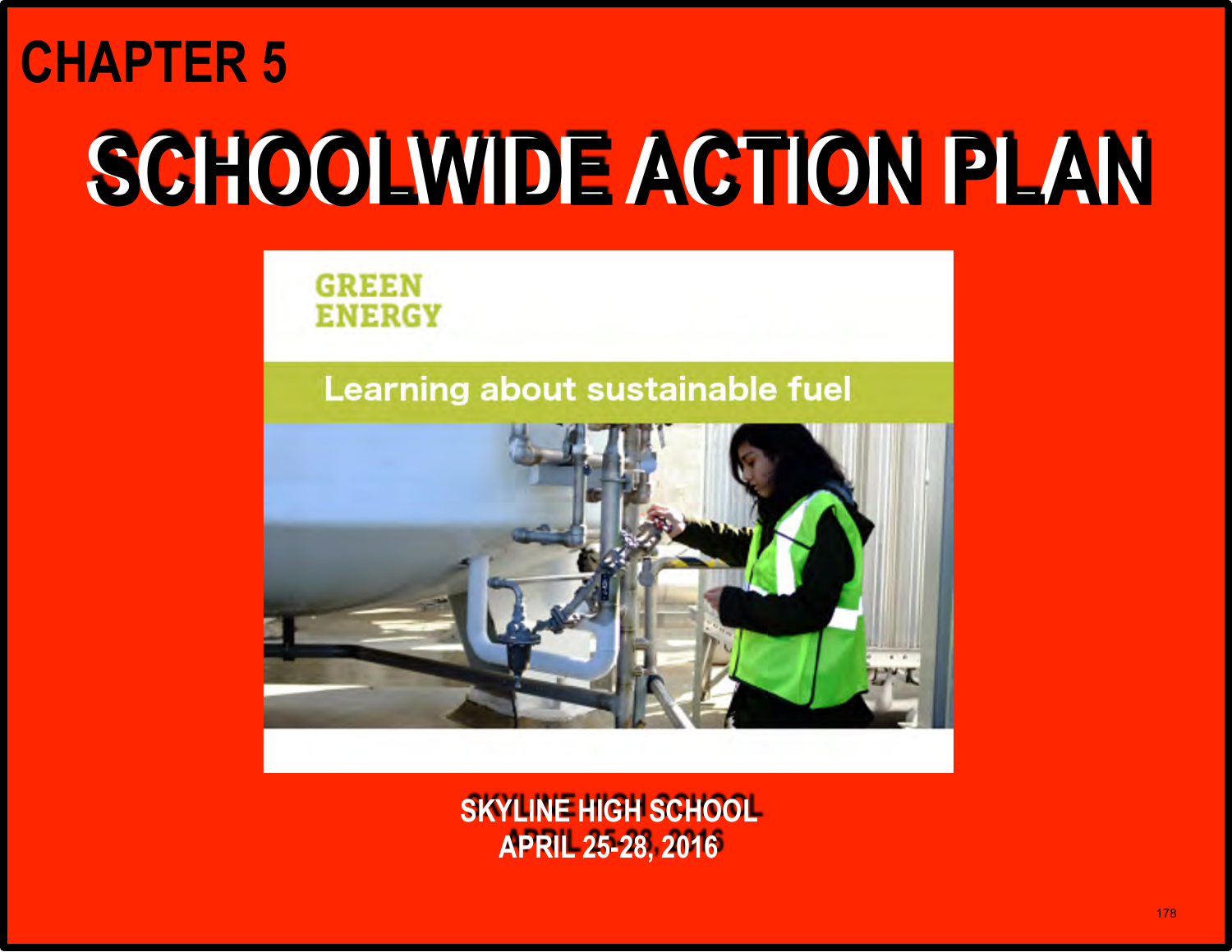# CHAPTER 5

# SCHOOLWIDE ACTION PLAN

GREEN ENERGY

Learning about sustainable fuel

**SKYLINE HIGH SCHOOL**
**APRIL 25-28, 2016**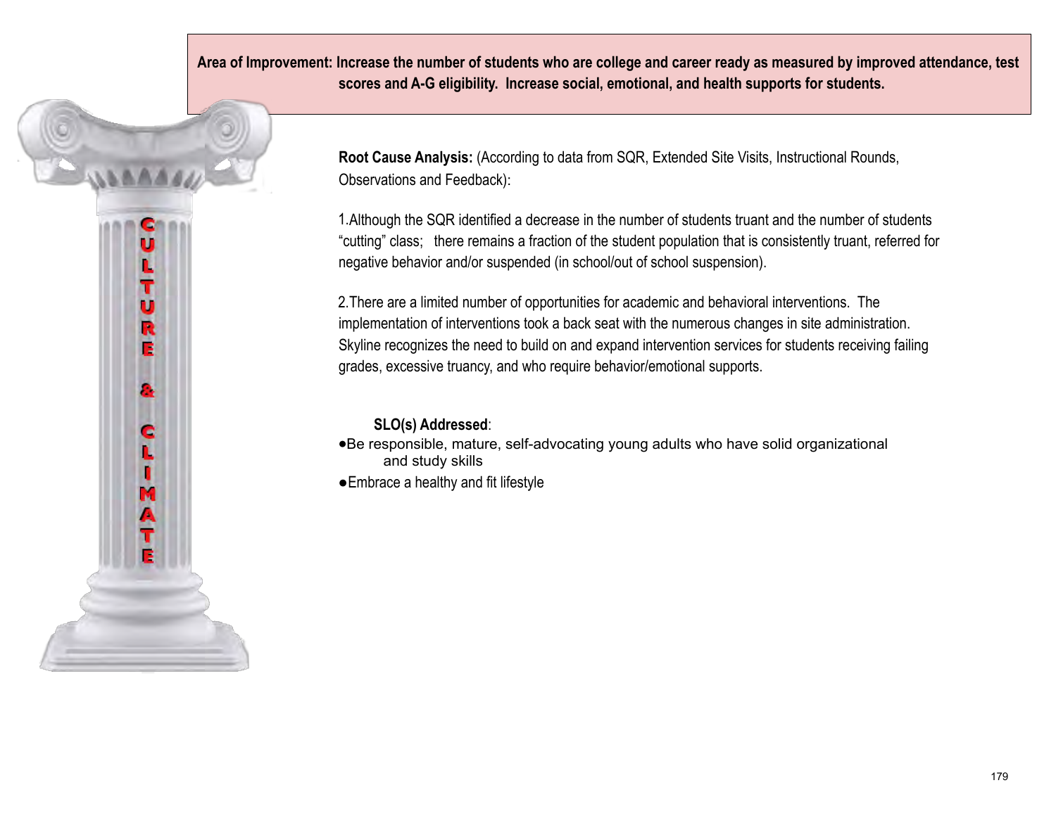**Area of Improvement: Increase the number of students who are college and career ready as measured by improved attendance, test scores and A-G eligibility. Increase social, emotional, and health supports for students.**

CULTURE & CLIMATE

**Root Cause Analysis:** (According to data from SQR, Extended Site Visits, Instructional Rounds, Observations and Feedback):

1.Although the SQR identified a decrease in the number of students truant and the number of students "cutting" class; there remains a fraction of the student population that is consistently truant, referred for negative behavior and/or suspended (in school/out of school suspension).

2.There are a limited number of opportunities for academic and behavioral interventions. The implementation of interventions took a back seat with the numerous changes in site administration. Skyline recognizes the need to build on and expand intervention services for students receiving failing grades, excessive truancy, and who require behavior/emotional supports.

**SLO(s) Addressed**:

- Be responsible, mature, self-advocating young adults who have solid organizational and study skills
- Embrace a healthy and fit lifestyle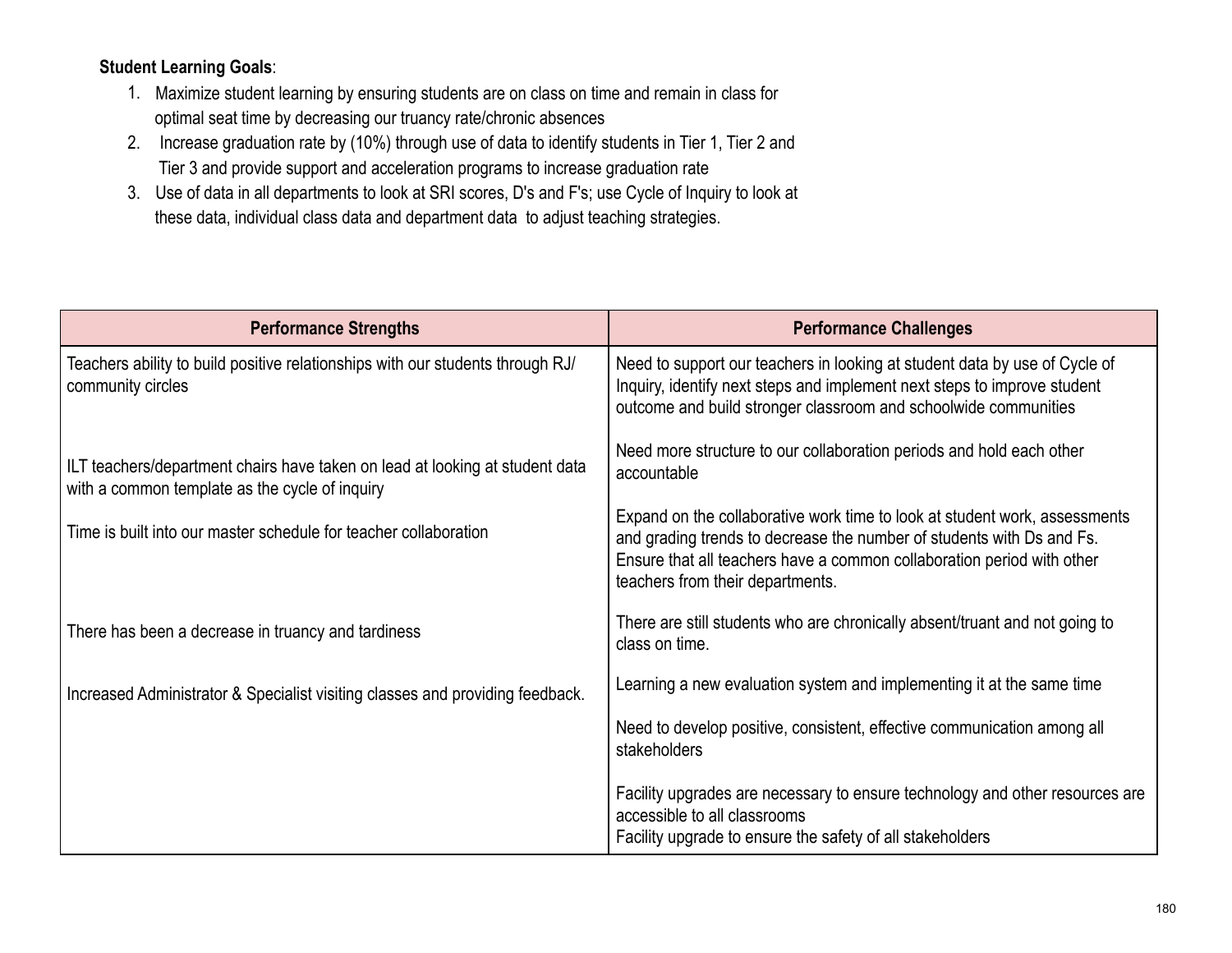**Student Learning Goals**:

1. Maximize student learning by ensuring students are on class on time and remain in class for optimal seat time by decreasing our truancy rate/chronic absences
2. Increase graduation rate by (10%) through use of data to identify students in Tier 1, Tier 2 and Tier 3 and provide support and acceleration programs to increase graduation rate
3. Use of data in all departments to look at SRI scores, D's and F's; use Cycle of Inquiry to look at these data, individual class data and department data to adjust teaching strategies.

| Performance Strengths | Performance Challenges |
|---|---|
| Teachers ability to build positive relationships with our students through RJ/ community circles | Need to support our teachers in looking at student data by use of Cycle of Inquiry, identify next steps and implement next steps to improve student outcome and build stronger classroom and schoolwide communities |
| ILT teachers/department chairs have taken on lead at looking at student data with a common template as the cycle of inquiry | Need more structure to our collaboration periods and hold each other accountable |
| Time is built into our master schedule for teacher collaboration | Expand on the collaborative work time to look at student work, assessments and grading trends to decrease the number of students with Ds and Fs. Ensure that all teachers have a common collaboration period with other teachers from their departments. |
| There has been a decrease in truancy and tardiness | There are still students who are chronically absent/truant and not going to class on time. |
| Increased Administrator & Specialist visiting classes and providing feedback. | Learning a new evaluation system and implementing it at the same time |
| | Need to develop positive, consistent, effective communication among all stakeholders |
| | Facility upgrades are necessary to ensure technology and other resources are accessible to all classrooms<br>Facility upgrade to ensure the safety of all stakeholders |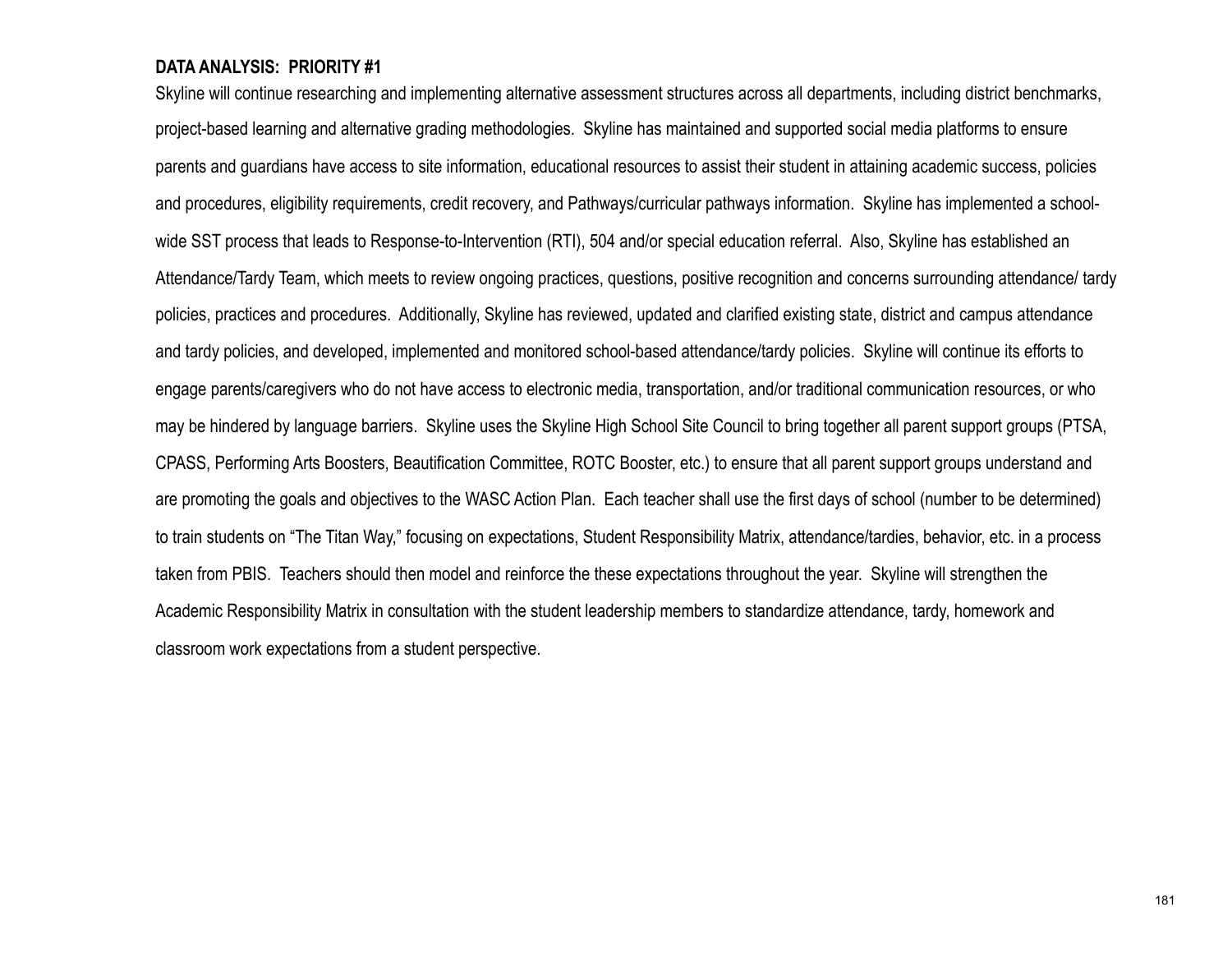**DATA ANALYSIS: PRIORITY #1**

Skyline will continue researching and implementing alternative assessment structures across all departments, including district benchmarks, project-based learning and alternative grading methodologies. Skyline has maintained and supported social media platforms to ensure parents and guardians have access to site information, educational resources to assist their student in attaining academic success, policies and procedures, eligibility requirements, credit recovery, and Pathways/curricular pathways information. Skyline has implemented a school-wide SST process that leads to Response-to-Intervention (RTI), 504 and/or special education referral. Also, Skyline has established an Attendance/Tardy Team, which meets to review ongoing practices, questions, positive recognition and concerns surrounding attendance/ tardy policies, practices and procedures. Additionally, Skyline has reviewed, updated and clarified existing state, district and campus attendance and tardy policies, and developed, implemented and monitored school-based attendance/tardy policies. Skyline will continue its efforts to engage parents/caregivers who do not have access to electronic media, transportation, and/or traditional communication resources, or who may be hindered by language barriers. Skyline uses the Skyline High School Site Council to bring together all parent support groups (PTSA, CPASS, Performing Arts Boosters, Beautification Committee, ROTC Booster, etc.) to ensure that all parent support groups understand and are promoting the goals and objectives to the WASC Action Plan. Each teacher shall use the first days of school (number to be determined) to train students on "The Titan Way," focusing on expectations, Student Responsibility Matrix, attendance/tardies, behavior, etc. in a process taken from PBIS. Teachers should then model and reinforce the these expectations throughout the year. Skyline will strengthen the Academic Responsibility Matrix in consultation with the student leadership members to standardize attendance, tardy, homework and classroom work expectations from a student perspective.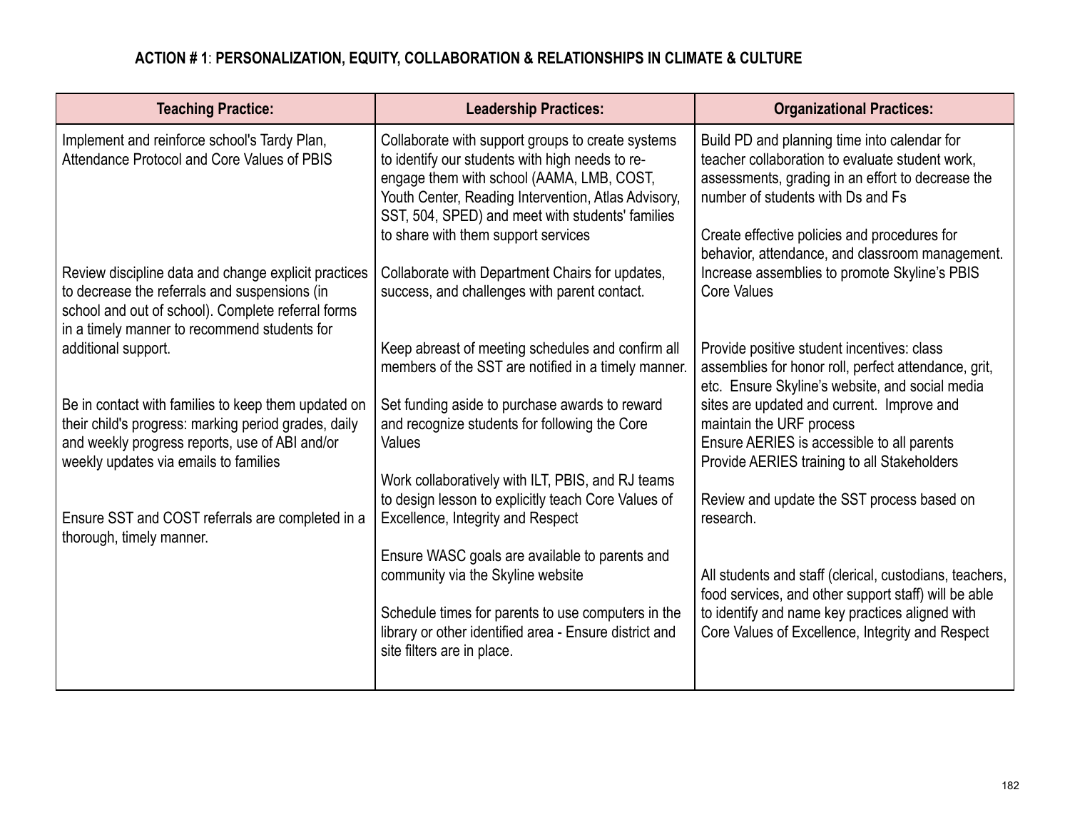#### ACTION # 1: PERSONALIZATION, EQUITY, COLLABORATION & RELATIONSHIPS IN CLIMATE & CULTURE

| Teaching Practice: | Leadership Practices: | Organizational Practices: |
|---|---|---|
| Implement and reinforce school's Tardy Plan, Attendance Protocol and Core Values of PBIS<br><br>Review discipline data and change explicit practices to decrease the referrals and suspensions (in school and out of school). Complete referral forms in a timely manner to recommend students for additional support.<br><br>Be in contact with families to keep them updated on their child's progress: marking period grades, daily and weekly progress reports, use of ABI and/or weekly updates via emails to families<br><br>Ensure SST and COST referrals are completed in a thorough, timely manner. | Collaborate with support groups to create systems to identify our students with high needs to re-engage them with school (AAMA, LMB, COST, Youth Center, Reading Intervention, Atlas Advisory, SST, 504, SPED) and meet with students' families to share with them support services<br><br>Collaborate with Department Chairs for updates, success, and challenges with parent contact.<br><br>Keep abreast of meeting schedules and confirm all members of the SST are notified in a timely manner.<br><br>Set funding aside to purchase awards to reward and recognize students for following the Core Values<br><br>Work collaboratively with ILT, PBIS, and RJ teams to design lesson to explicitly teach Core Values of Excellence, Integrity and Respect<br><br>Ensure WASC goals are available to parents and community via the Skyline website<br><br>Schedule times for parents to use computers in the library or other identified area - Ensure district and site filters are in place. | Build PD and planning time into calendar for teacher collaboration to evaluate student work, assessments, grading in an effort to decrease the number of students with Ds and Fs<br><br>Create effective policies and procedures for behavior, attendance, and classroom management. Increase assemblies to promote Skyline's PBIS Core Values<br><br>Provide positive student incentives: class assemblies for honor roll, perfect attendance, grit, etc. Ensure Skyline's website, and social media sites are updated and current. Improve and maintain the URF process<br>Ensure AERIES is accessible to all parents<br>Provide AERIES training to all Stakeholders<br><br>Review and update the SST process based on research.<br><br>All students and staff (clerical, custodians, teachers, food services, and other support staff) will be able to identify and name key practices aligned with Core Values of Excellence, Integrity and Respect |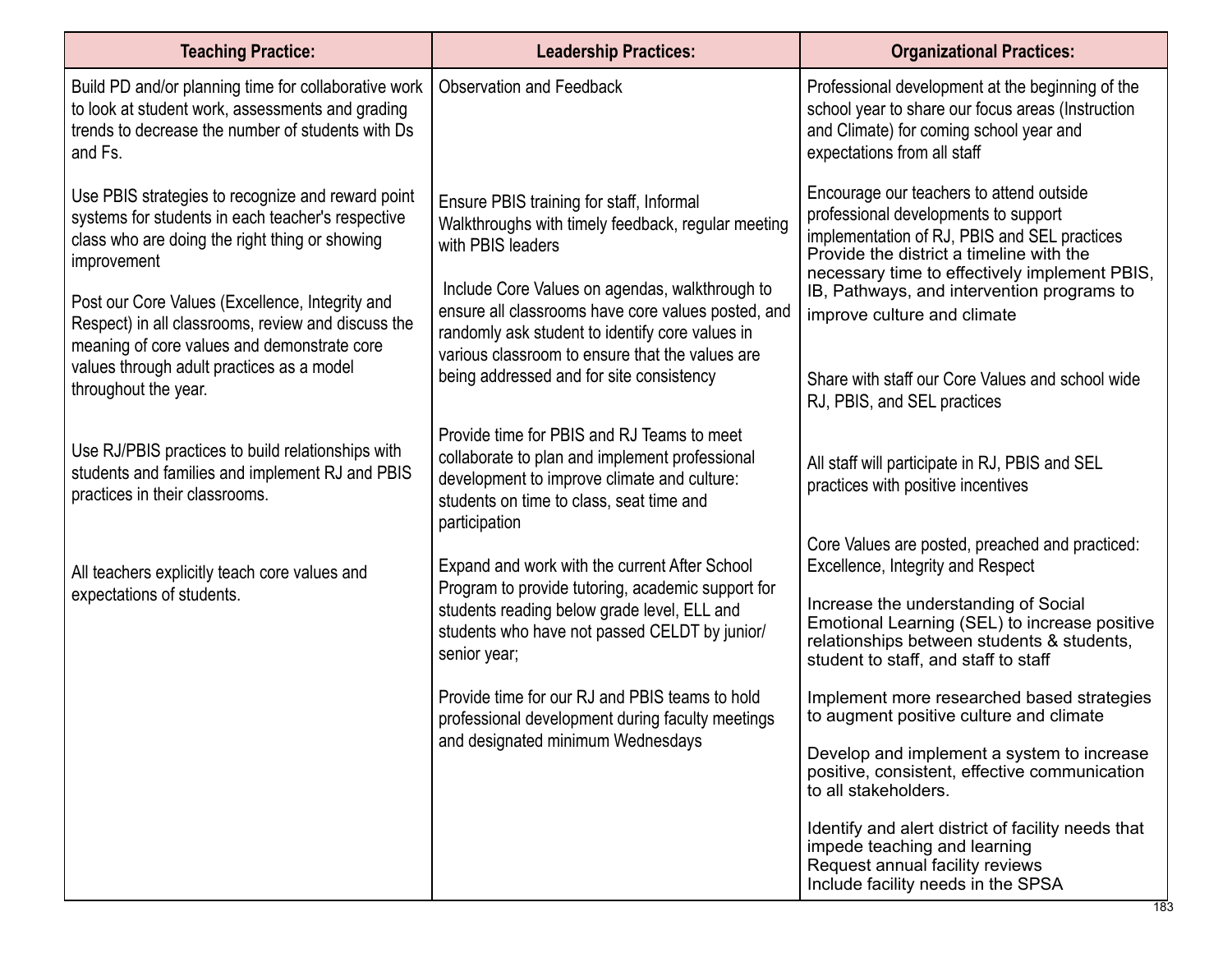| Teaching Practice: | Leadership Practices: | Organizational Practices: |
|---|---|---|
| Build PD and/or planning time for collaborative work to look at student work, assessments and grading trends to decrease the number of students with Ds and Fs. | Observation and Feedback | Professional development at the beginning of the school year to share our focus areas (Instruction and Climate) for coming school year and expectations from all staff |
| Use PBIS strategies to recognize and reward point systems for students in each teacher's respective class who are doing the right thing or showing improvement | Ensure PBIS training for staff, Informal Walkthroughs with timely feedback, regular meeting with PBIS leaders | Encourage our teachers to attend outside professional developments to support implementation of RJ, PBIS and SEL practices<br>Provide the district a timeline with the necessary time to effectively implement PBIS, IB, Pathways, and intervention programs to improve culture and climate |
| Post our Core Values (Excellence, Integrity and Respect) in all classrooms, review and discuss the meaning of core values and demonstrate core values through adult practices as a model throughout the year. | Include Core Values on agendas, walkthrough to ensure all classrooms have core values posted, and randomly ask student to identify core values in various classroom to ensure that the values are being addressed and for site consistency | Share with staff our Core Values and school wide RJ, PBIS, and SEL practices |
| Use RJ/PBIS practices to build relationships with students and families and implement RJ and PBIS practices in their classrooms. | Provide time for PBIS and RJ Teams to meet collaborate to plan and implement professional development to improve climate and culture: students on time to class, seat time and participation | All staff will participate in RJ, PBIS and SEL practices with positive incentives |
| All teachers explicitly teach core values and expectations of students. | Expand and work with the current After School Program to provide tutoring, academic support for students reading below grade level, ELL and students who have not passed CELDT by junior/ senior year;<br><br>Provide time for our RJ and PBIS teams to hold professional development during faculty meetings and designated minimum Wednesdays | Core Values are posted, preached and practiced: Excellence, Integrity and Respect<br><br>Increase the understanding of Social Emotional Learning (SEL) to increase positive relationships between students & students, student to staff, and staff to staff<br><br>Implement more researched based strategies to augment positive culture and climate<br><br>Develop and implement a system to increase positive, consistent, effective communication to all stakeholders.<br><br>Identify and alert district of facility needs that impede teaching and learning<br>Request annual facility reviews<br>Include facility needs in the SPSA |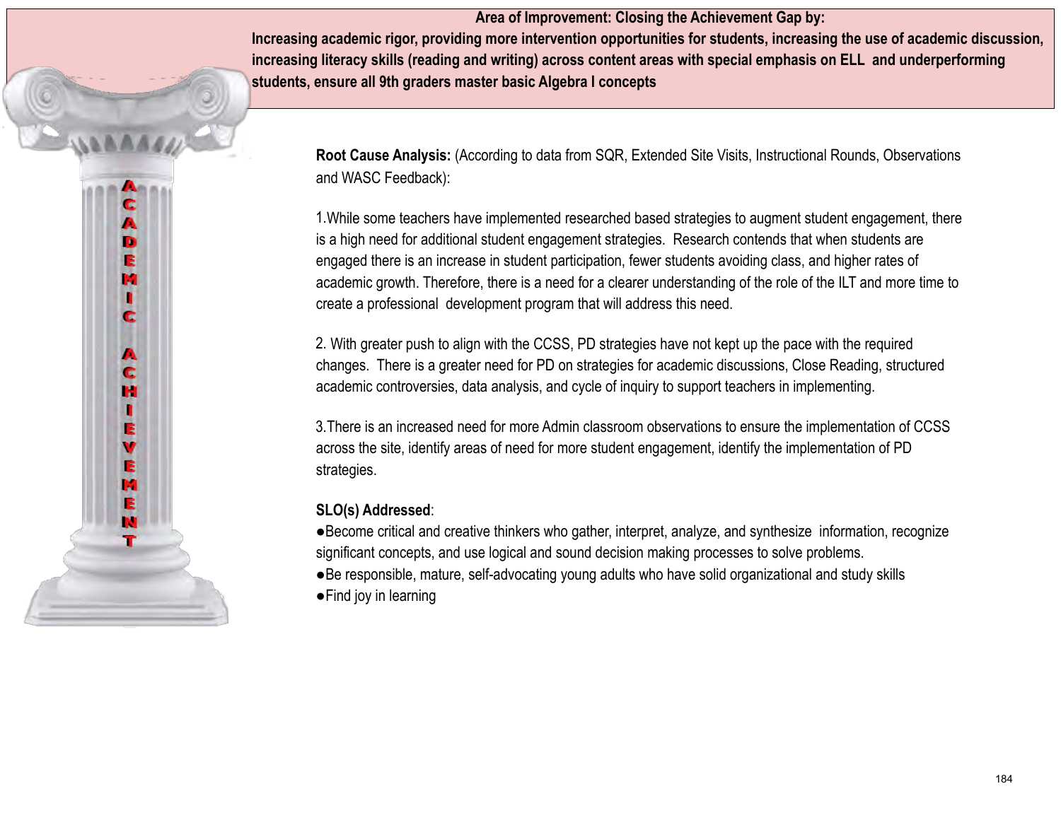**Area of Improvement: Closing the Achievement Gap by:**

**Increasing academic rigor, providing more intervention opportunities for students, increasing the use of academic discussion, increasing literacy skills (reading and writing) across content areas with special emphasis on ELL and underperforming students, ensure all 9th graders master basic Algebra I concepts**

ACADEMIC ACHIEVEMENT

**Root Cause Analysis:** (According to data from SQR, Extended Site Visits, Instructional Rounds, Observations and WASC Feedback):

1.While some teachers have implemented researched based strategies to augment student engagement, there is a high need for additional student engagement strategies. Research contends that when students are engaged there is an increase in student participation, fewer students avoiding class, and higher rates of academic growth. Therefore, there is a need for a clearer understanding of the role of the ILT and more time to create a professional development program that will address this need.

2. With greater push to align with the CCSS, PD strategies have not kept up the pace with the required changes. There is a greater need for PD on strategies for academic discussions, Close Reading, structured academic controversies, data analysis, and cycle of inquiry to support teachers in implementing.

3.There is an increased need for more Admin classroom observations to ensure the implementation of CCSS across the site, identify areas of need for more student engagement, identify the implementation of PD strategies.

**SLO(s) Addressed**:

- Become critical and creative thinkers who gather, interpret, analyze, and synthesize information, recognize significant concepts, and use logical and sound decision making processes to solve problems.
- Be responsible, mature, self-advocating young adults who have solid organizational and study skills
- Find joy in learning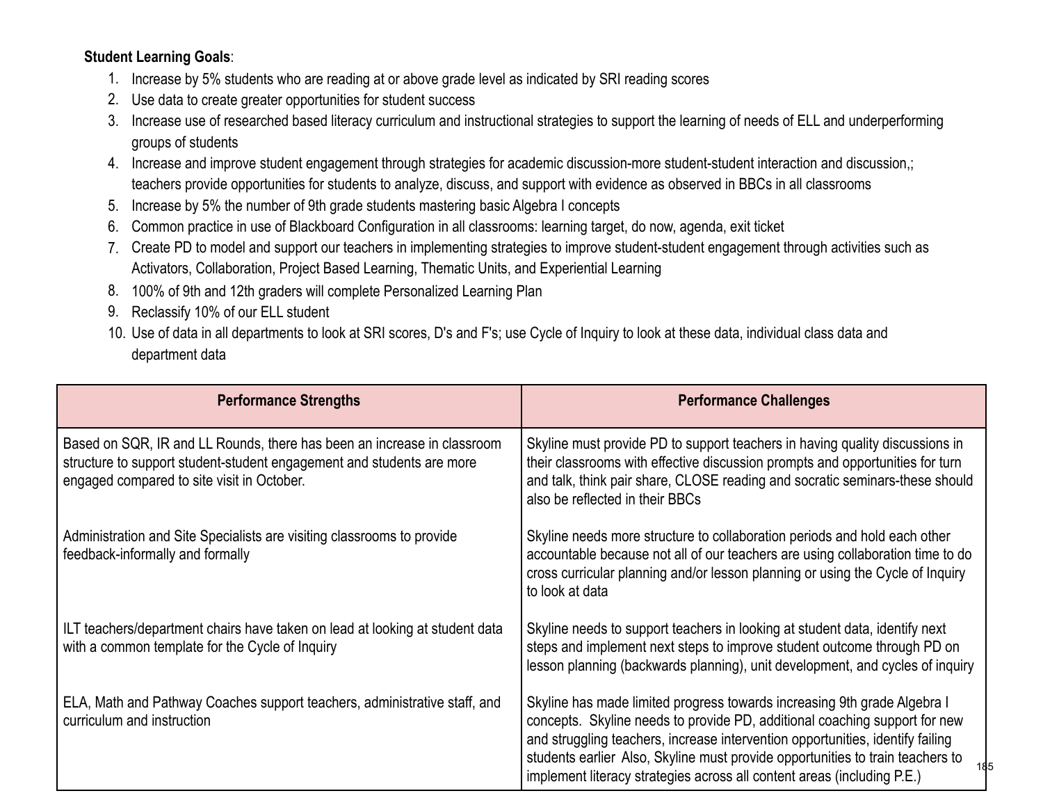**Student Learning Goals**:

1. Increase by 5% students who are reading at or above grade level as indicated by SRI reading scores
2. Use data to create greater opportunities for student success
3. Increase use of researched based literacy curriculum and instructional strategies to support the learning of needs of ELL and underperforming groups of students
4. Increase and improve student engagement through strategies for academic discussion-more student-student interaction and discussion,; teachers provide opportunities for students to analyze, discuss, and support with evidence as observed in BBCs in all classrooms
5. Increase by 5% the number of 9th grade students mastering basic Algebra I concepts
6. Common practice in use of Blackboard Configuration in all classrooms: learning target, do now, agenda, exit ticket
7. Create PD to model and support our teachers in implementing strategies to improve student-student engagement through activities such as Activators, Collaboration, Project Based Learning, Thematic Units, and Experiential Learning
8. 100% of 9th and 12th graders will complete Personalized Learning Plan
9. Reclassify 10% of our ELL student
10. Use of data in all departments to look at SRI scores, D's and F's; use Cycle of Inquiry to look at these data, individual class data and department data

| Performance Strengths | Performance Challenges |
|---|---|
| Based on SQR, IR and LL Rounds, there has been an increase in classroom structure to support student-student engagement and students are more engaged compared to site visit in October. | Skyline must provide PD to support teachers in having quality discussions in their classrooms with effective discussion prompts and opportunities for turn and talk, think pair share, CLOSE reading and socratic seminars-these should also be reflected in their BBCs |
| Administration and Site Specialists are visiting classrooms to provide feedback-informally and formally | Skyline needs more structure to collaboration periods and hold each other accountable because not all of our teachers are using collaboration time to do cross curricular planning and/or lesson planning or using the Cycle of Inquiry to look at data |
| ILT teachers/department chairs have taken on lead at looking at student data with a common template for the Cycle of Inquiry | Skyline needs to support teachers in looking at student data, identify next steps and implement next steps to improve student outcome through PD on lesson planning (backwards planning), unit development, and cycles of inquiry |
| ELA, Math and Pathway Coaches support teachers, administrative staff, and curriculum and instruction | Skyline has made limited progress towards increasing 9th grade Algebra I concepts. Skyline needs to provide PD, additional coaching support for new and struggling teachers, increase intervention opportunities, identify failing students earlier Also, Skyline must provide opportunities to train teachers to implement literacy strategies across all content areas (including P.E.) |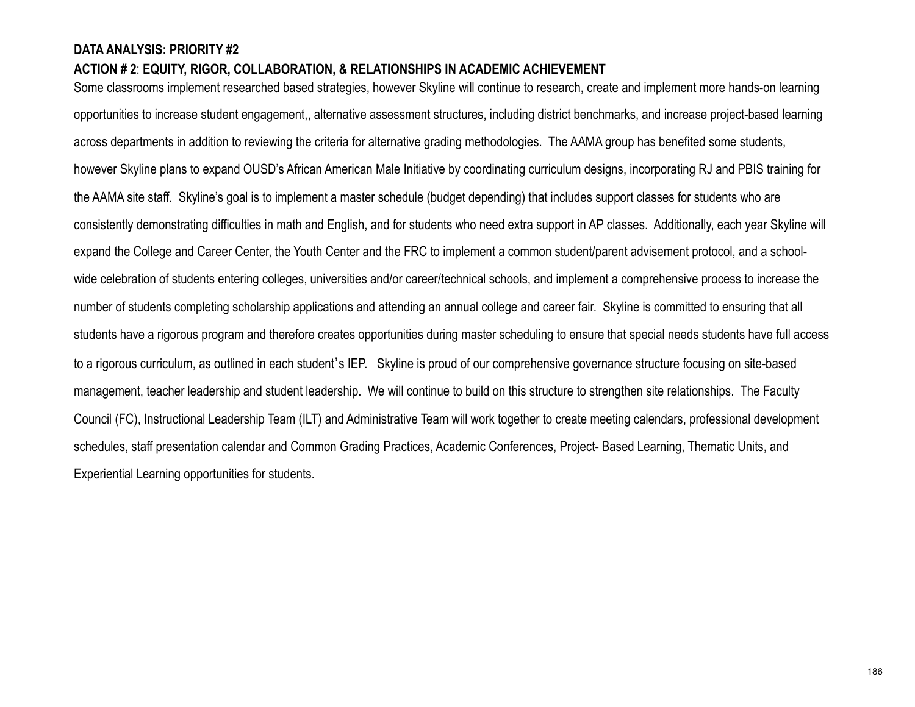**DATA ANALYSIS: PRIORITY #2**

**ACTION # 2**: **EQUITY, RIGOR, COLLABORATION, & RELATIONSHIPS IN ACADEMIC ACHIEVEMENT**

Some classrooms implement researched based strategies, however Skyline will continue to research, create and implement more hands-on learning opportunities to increase student engagement,, alternative assessment structures, including district benchmarks, and increase project-based learning across departments in addition to reviewing the criteria for alternative grading methodologies. The AAMA group has benefited some students, however Skyline plans to expand OUSD's African American Male Initiative by coordinating curriculum designs, incorporating RJ and PBIS training for the AAMA site staff. Skyline's goal is to implement a master schedule (budget depending) that includes support classes for students who are consistently demonstrating difficulties in math and English, and for students who need extra support in AP classes. Additionally, each year Skyline will expand the College and Career Center, the Youth Center and the FRC to implement a common student/parent advisement protocol, and a school-wide celebration of students entering colleges, universities and/or career/technical schools, and implement a comprehensive process to increase the number of students completing scholarship applications and attending an annual college and career fair. Skyline is committed to ensuring that all students have a rigorous program and therefore creates opportunities during master scheduling to ensure that special needs students have full access to a rigorous curriculum, as outlined in each student's IEP. Skyline is proud of our comprehensive governance structure focusing on site-based management, teacher leadership and student leadership. We will continue to build on this structure to strengthen site relationships. The Faculty Council (FC), Instructional Leadership Team (ILT) and Administrative Team will work together to create meeting calendars, professional development schedules, staff presentation calendar and Common Grading Practices, Academic Conferences, Project- Based Learning, Thematic Units, and Experiential Learning opportunities for students.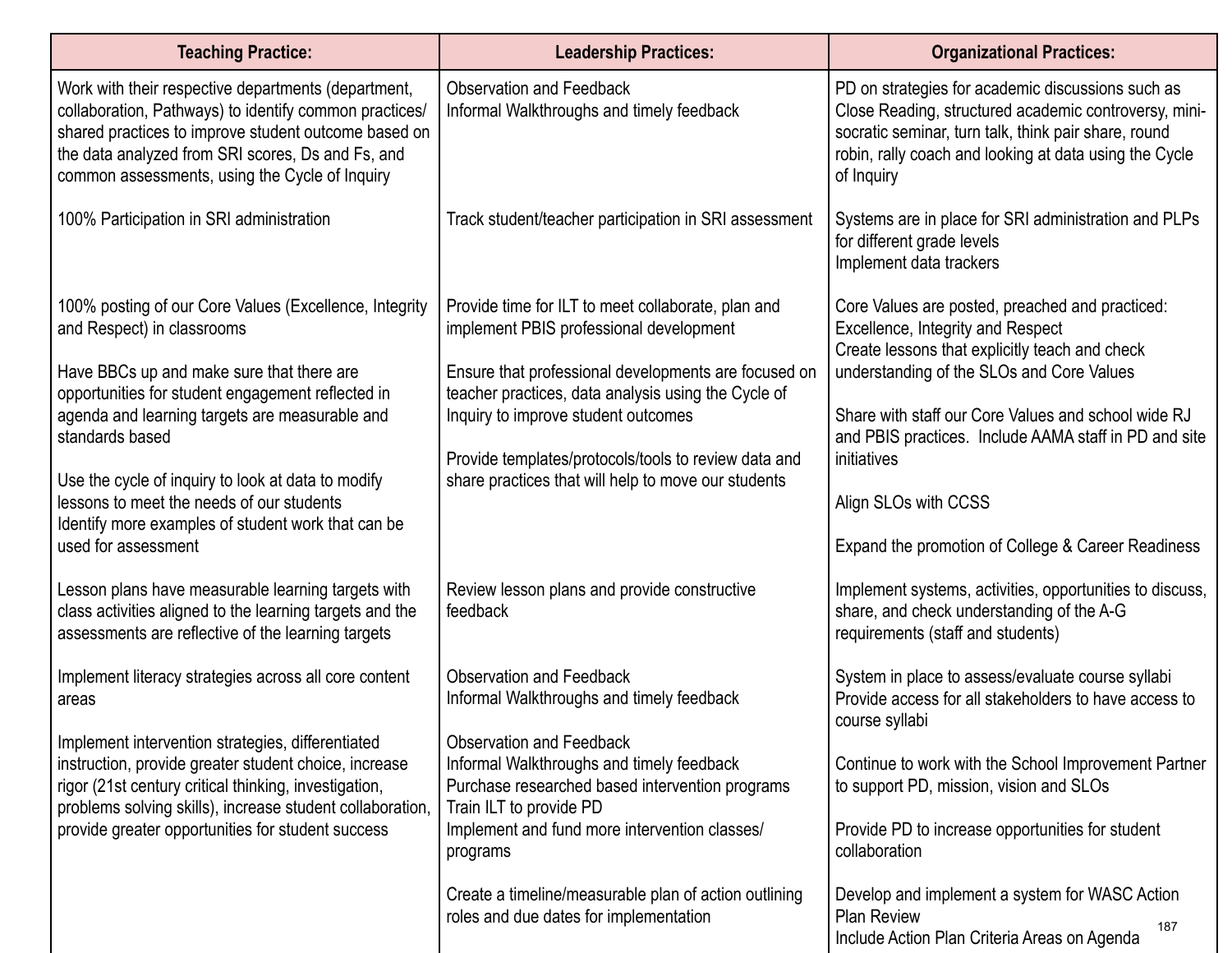| Teaching Practice: | Leadership Practices: | Organizational Practices: |
|---|---|---|
| Work with their respective departments (department, collaboration, Pathways) to identify common practices/ shared practices to improve student outcome based on the data analyzed from SRI scores, Ds and Fs, and common assessments, using the Cycle of Inquiry | Observation and Feedback<br>Informal Walkthroughs and timely feedback | PD on strategies for academic discussions such as Close Reading, structured academic controversy, mini-socratic seminar, turn talk, think pair share, round robin, rally coach and looking at data using the Cycle of Inquiry |
| 100% Participation in SRI administration | Track student/teacher participation in SRI assessment | Systems are in place for SRI administration and PLPs for different grade levels<br>Implement data trackers |
| 100% posting of our Core Values (Excellence, Integrity and Respect) in classrooms<br><br>Have BBCs up and make sure that there are opportunities for student engagement reflected in agenda and learning targets are measurable and standards based<br><br>Use the cycle of inquiry to look at data to modify lessons to meet the needs of our students<br>Identify more examples of student work that can be used for assessment | Provide time for ILT to meet collaborate, plan and implement PBIS professional development<br><br>Ensure that professional developments are focused on teacher practices, data analysis using the Cycle of Inquiry to improve student outcomes<br><br>Provide templates/protocols/tools to review data and share practices that will help to move our students | Core Values are posted, preached and practiced: Excellence, Integrity and Respect<br>Create lessons that explicitly teach and check understanding of the SLOs and Core Values<br><br>Share with staff our Core Values and school wide RJ and PBIS practices. Include AAMA staff in PD and site initiatives<br><br>Align SLOs with CCSS<br><br>Expand the promotion of College & Career Readiness |
| Lesson plans have measurable learning targets with class activities aligned to the learning targets and the assessments are reflective of the learning targets | Review lesson plans and provide constructive feedback | Implement systems, activities, opportunities to discuss, share, and check understanding of the A-G requirements (staff and students) |
| Implement literacy strategies across all core content areas | Observation and Feedback<br>Informal Walkthroughs and timely feedback | System in place to assess/evaluate course syllabi<br>Provide access for all stakeholders to have access to course syllabi |
| Implement intervention strategies, differentiated instruction, provide greater student choice, increase rigor (21st century critical thinking, investigation, problems solving skills), increase student collaboration, provide greater opportunities for student success | Observation and Feedback<br>Informal Walkthroughs and timely feedback<br>Purchase researched based intervention programs<br>Train ILT to provide PD<br>Implement and fund more intervention classes/ programs | Continue to work with the School Improvement Partner to support PD, mission, vision and SLOs<br><br>Provide PD to increase opportunities for student collaboration |
| | Create a timeline/measurable plan of action outlining roles and due dates for implementation | Develop and implement a system for WASC Action Plan Review<br>Include Action Plan Criteria Areas on Agenda |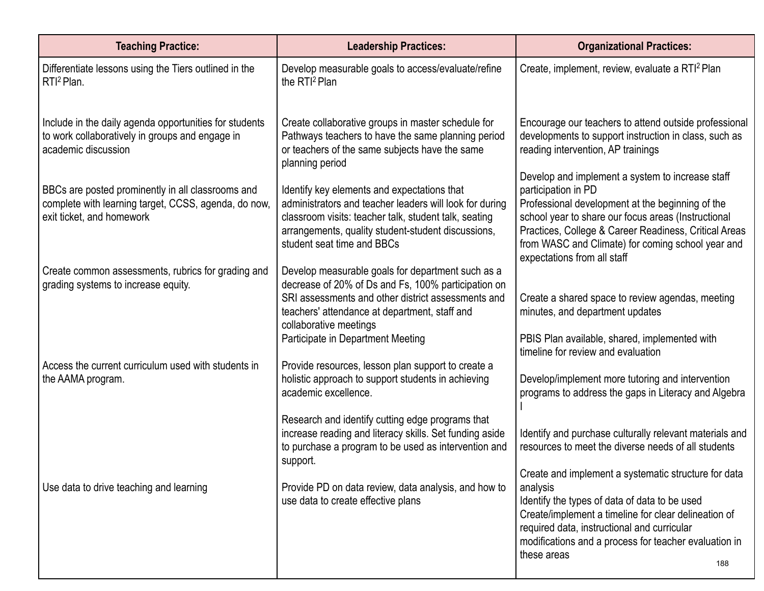| Teaching Practice: | Leadership Practices: | Organizational Practices: |
|---|---|---|
| Differentiate lessons using the Tiers outlined in the RTI$^2$ Plan. | Develop measurable goals to access/evaluate/refine the RTI$^2$ Plan | Create, implement, review, evaluate a RTI$^2$ Plan |
| Include in the daily agenda opportunities for students to work collaboratively in groups and engage in academic discussion | Create collaborative groups in master schedule for Pathways teachers to have the same planning period or teachers of the same subjects have the same planning period | Encourage our teachers to attend outside professional developments to support instruction in class, such as reading intervention, AP trainings |
| BBCs are posted prominently in all classrooms and complete with learning target, CCSS, agenda, do now, exit ticket, and homework | Identify key elements and expectations that administrators and teacher leaders will look for during classroom visits: teacher talk, student talk, seating arrangements, quality student-student discussions, student seat time and BBCs | Develop and implement a system to increase staff participation in PD<br>Professional development at the beginning of the school year to share our focus areas (Instructional Practices, College & Career Readiness, Critical Areas from WASC and Climate) for coming school year and expectations from all staff |
| Create common assessments, rubrics for grading and grading systems to increase equity. | Develop measurable goals for department such as a decrease of 20% of Ds and Fs, 100% participation on SRI assessments and other district assessments and teachers' attendance at department, staff and collaborative meetings<br>Participate in Department Meeting | Create a shared space to review agendas, meeting minutes, and department updates<br><br>PBIS Plan available, shared, implemented with timeline for review and evaluation |
| Access the current curriculum used with students in the AAMA program. | Provide resources, lesson plan support to create a holistic approach to support students in achieving academic excellence.<br><br>Research and identify cutting edge programs that increase reading and literacy skills. Set funding aside to purchase a program to be used as intervention and support. | Develop/implement more tutoring and intervention programs to address the gaps in Literacy and Algebra I<br><br>Identify and purchase culturally relevant materials and resources to meet the diverse needs of all students |
| Use data to drive teaching and learning | Provide PD on data review, data analysis, and how to use data to create effective plans | Create and implement a systematic structure for data analysis<br>Identify the types of data of data to be used<br>Create/implement a timeline for clear delineation of required data, instructional and curricular modifications and a process for teacher evaluation in these areas |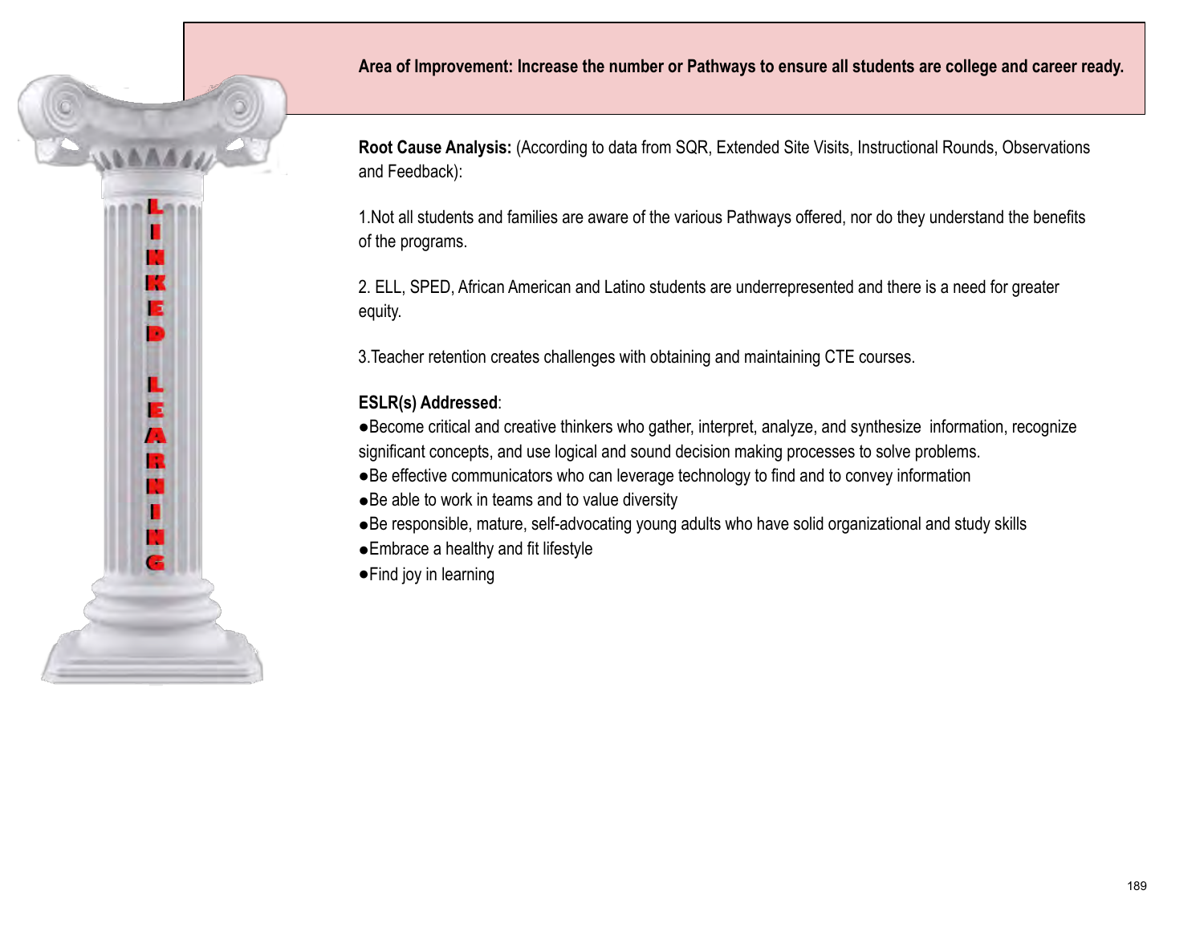LINKED LEARNING

**Area of Improvement: Increase the number or Pathways to ensure all students are college and career ready.**

**Root Cause Analysis:** (According to data from SQR, Extended Site Visits, Instructional Rounds, Observations and Feedback):

1.Not all students and families are aware of the various Pathways offered, nor do they understand the benefits of the programs.

2. ELL, SPED, African American and Latino students are underrepresented and there is a need for greater equity.

3.Teacher retention creates challenges with obtaining and maintaining CTE courses.

**ESLR(s) Addressed**:

- Become critical and creative thinkers who gather, interpret, analyze, and synthesize information, recognize significant concepts, and use logical and sound decision making processes to solve problems.
- Be effective communicators who can leverage technology to find and to convey information
- Be able to work in teams and to value diversity
- Be responsible, mature, self-advocating young adults who have solid organizational and study skills
- Embrace a healthy and fit lifestyle
- Find joy in learning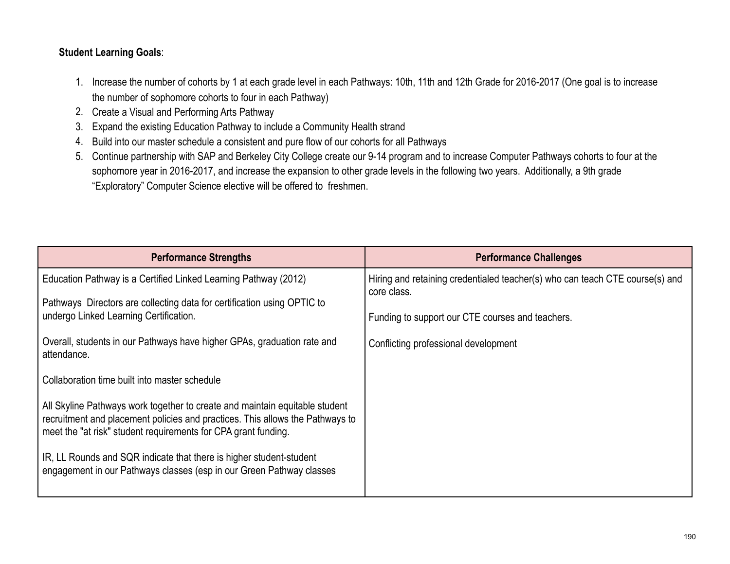**Student Learning Goals**:

1. Increase the number of cohorts by 1 at each grade level in each Pathways: 10th, 11th and 12th Grade for 2016-2017 (One goal is to increase the number of sophomore cohorts to four in each Pathway)
2. Create a Visual and Performing Arts Pathway
3. Expand the existing Education Pathway to include a Community Health strand
4. Build into our master schedule a consistent and pure flow of our cohorts for all Pathways
5. Continue partnership with SAP and Berkeley City College create our 9-14 program and to increase Computer Pathways cohorts to four at the sophomore year in 2016-2017, and increase the expansion to other grade levels in the following two years. Additionally, a 9th grade "Exploratory" Computer Science elective will be offered to freshmen.

| Performance Strengths | Performance Challenges |
|---|---|
| Education Pathway is a Certified Linked Learning Pathway (2012)<br><br>Pathways Directors are collecting data for certification using OPTIC to undergo Linked Learning Certification.<br><br>Overall, students in our Pathways have higher GPAs, graduation rate and attendance.<br><br>Collaboration time built into master schedule<br><br>All Skyline Pathways work together to create and maintain equitable student recruitment and placement policies and practices. This allows the Pathways to meet the "at risk" student requirements for CPA grant funding.<br><br>IR, LL Rounds and SQR indicate that there is higher student-student engagement in our Pathways classes (esp in our Green Pathway classes | Hiring and retaining credentialed teacher(s) who can teach CTE course(s) and core class.<br><br>Funding to support our CTE courses and teachers.<br><br>Conflicting professional development |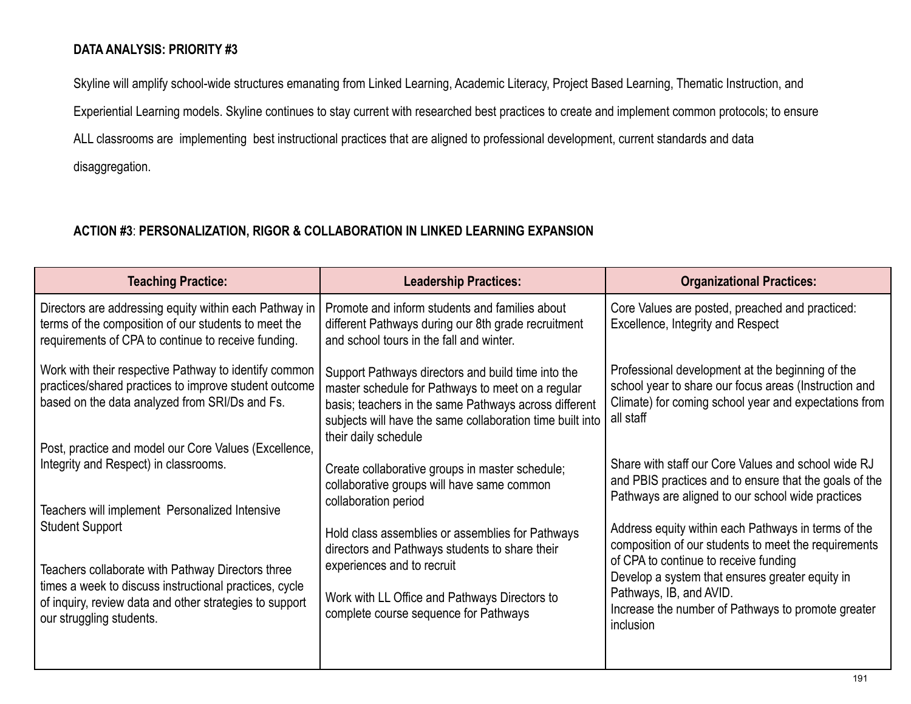**DATA ANALYSIS: PRIORITY #3**

Skyline will amplify school-wide structures emanating from Linked Learning, Academic Literacy, Project Based Learning, Thematic Instruction, and Experiential Learning models. Skyline continues to stay current with researched best practices to create and implement common protocols; to ensure ALL classrooms are implementing best instructional practices that are aligned to professional development, current standards and data disaggregation.

**ACTION #3**: **PERSONALIZATION, RIGOR & COLLABORATION IN LINKED LEARNING EXPANSION**

| Teaching Practice: | Leadership Practices: | Organizational Practices: |
|---|---|---|
| Directors are addressing equity within each Pathway in terms of the composition of our students to meet the requirements of CPA to continue to receive funding.<br><br>Work with their respective Pathway to identify common practices/shared practices to improve student outcome based on the data analyzed from SRI/Ds and Fs.<br><br>Post, practice and model our Core Values (Excellence, Integrity and Respect) in classrooms.<br><br>Teachers will implement Personalized Intensive Student Support<br><br>Teachers collaborate with Pathway Directors three times a week to discuss instructional practices, cycle of inquiry, review data and other strategies to support our struggling students. | Promote and inform students and families about different Pathways during our 8th grade recruitment and school tours in the fall and winter.<br><br>Support Pathways directors and build time into the master schedule for Pathways to meet on a regular basis; teachers in the same Pathways across different subjects will have the same collaboration time built into their daily schedule<br><br>Create collaborative groups in master schedule; collaborative groups will have same common collaboration period<br><br>Hold class assemblies or assemblies for Pathways directors and Pathways students to share their experiences and to recruit<br><br>Work with LL Office and Pathways Directors to complete course sequence for Pathways | Core Values are posted, preached and practiced: Excellence, Integrity and Respect<br><br>Professional development at the beginning of the school year to share our focus areas (Instruction and Climate) for coming school year and expectations from all staff<br><br>Share with staff our Core Values and school wide RJ and PBIS practices and to ensure that the goals of the Pathways are aligned to our school wide practices<br><br>Address equity within each Pathways in terms of the composition of our students to meet the requirements of CPA to continue to receive funding<br>Develop a system that ensures greater equity in Pathways, IB, and AVID.<br>Increase the number of Pathways to promote greater inclusion |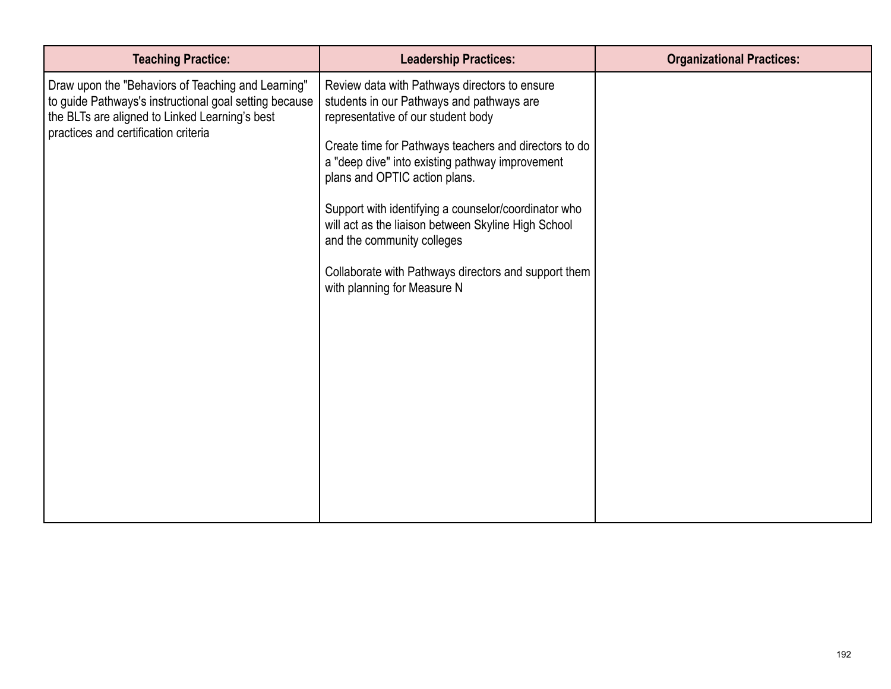| Teaching Practice: | Leadership Practices: | Organizational Practices: |
|---|---|---|
| Draw upon the "Behaviors of Teaching and Learning" to guide Pathways's instructional goal setting because the BLTs are aligned to Linked Learning's best practices and certification criteria | Review data with Pathways directors to ensure students in our Pathways and pathways are representative of our student body<br><br>Create time for Pathways teachers and directors to do a "deep dive" into existing pathway improvement plans and OPTIC action plans.<br><br>Support with identifying a counselor/coordinator who will act as the liaison between Skyline High School and the community colleges<br><br>Collaborate with Pathways directors and support them with planning for Measure N | |